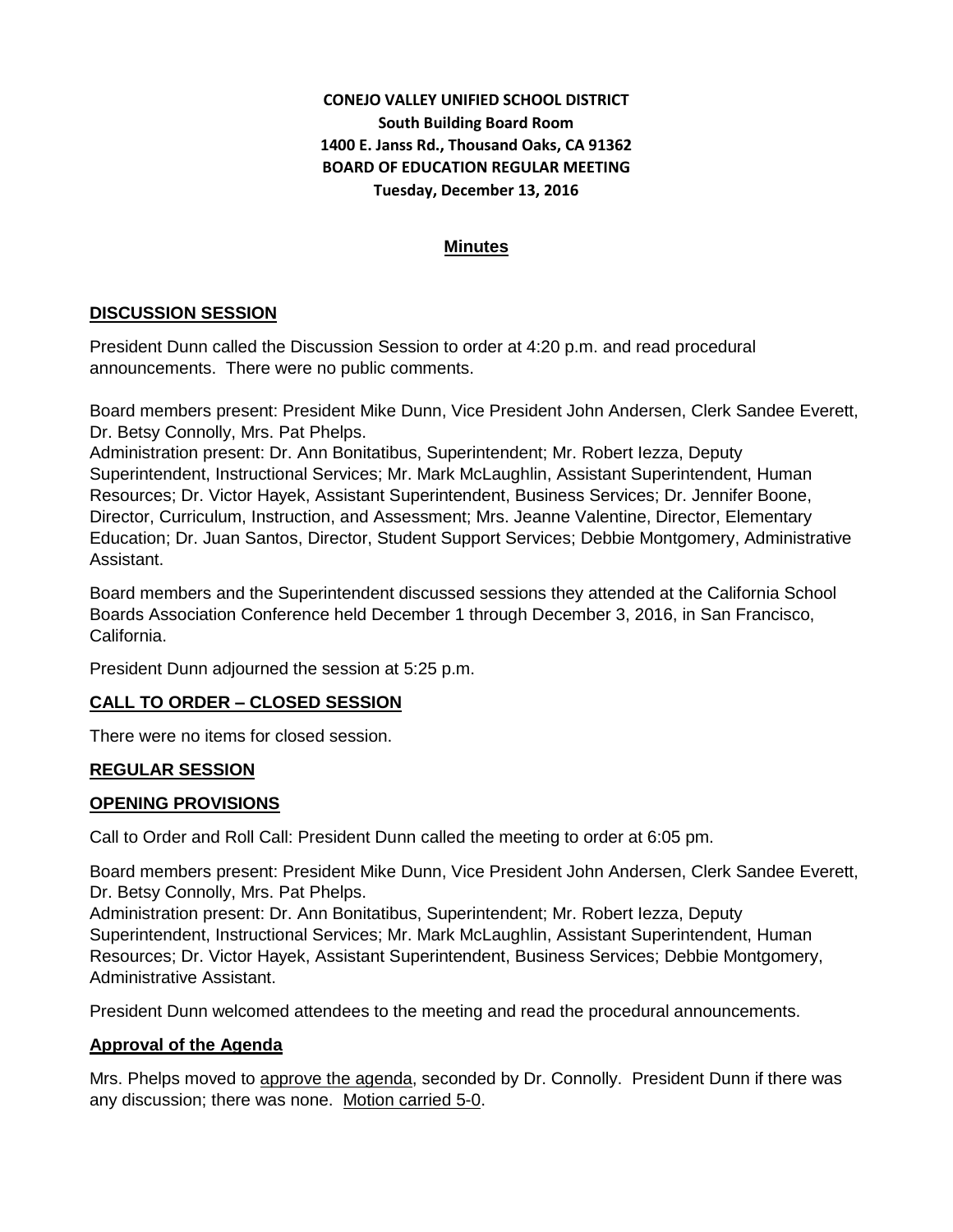**CONEJO VALLEY UNIFIED SCHOOL DISTRICT**
**South Building Board Room**
**1400 E. Janss Rd., Thousand Oaks, CA 91362**
**BOARD OF EDUCATION REGULAR MEETING**
**Tuesday, December 13, 2016**

## Minutes

## DISCUSSION SESSION

President Dunn called the Discussion Session to order at 4:20 p.m. and read procedural announcements. There were no public comments.

Board members present: President Mike Dunn, Vice President John Andersen, Clerk Sandee Everett, Dr. Betsy Connolly, Mrs. Pat Phelps.
Administration present: Dr. Ann Bonitatibus, Superintendent; Mr. Robert Iezza, Deputy Superintendent, Instructional Services; Mr. Mark McLaughlin, Assistant Superintendent, Human Resources; Dr. Victor Hayek, Assistant Superintendent, Business Services; Dr. Jennifer Boone, Director, Curriculum, Instruction, and Assessment; Mrs. Jeanne Valentine, Director, Elementary Education; Dr. Juan Santos, Director, Student Support Services; Debbie Montgomery, Administrative Assistant.

Board members and the Superintendent discussed sessions they attended at the California School Boards Association Conference held December 1 through December 3, 2016, in San Francisco, California.

President Dunn adjourned the session at 5:25 p.m.

## CALL TO ORDER – CLOSED SESSION

There were no items for closed session.

## REGULAR SESSION

## OPENING PROVISIONS

Call to Order and Roll Call: President Dunn called the meeting to order at 6:05 pm.

Board members present: President Mike Dunn, Vice President John Andersen, Clerk Sandee Everett, Dr. Betsy Connolly, Mrs. Pat Phelps.
Administration present: Dr. Ann Bonitatibus, Superintendent; Mr. Robert Iezza, Deputy Superintendent, Instructional Services; Mr. Mark McLaughlin, Assistant Superintendent, Human Resources; Dr. Victor Hayek, Assistant Superintendent, Business Services; Debbie Montgomery, Administrative Assistant.

President Dunn welcomed attendees to the meeting and read the procedural announcements.

### Approval of the Agenda

Mrs. Phelps moved to approve the agenda, seconded by Dr. Connolly. President Dunn if there was any discussion; there was none. Motion carried 5-0.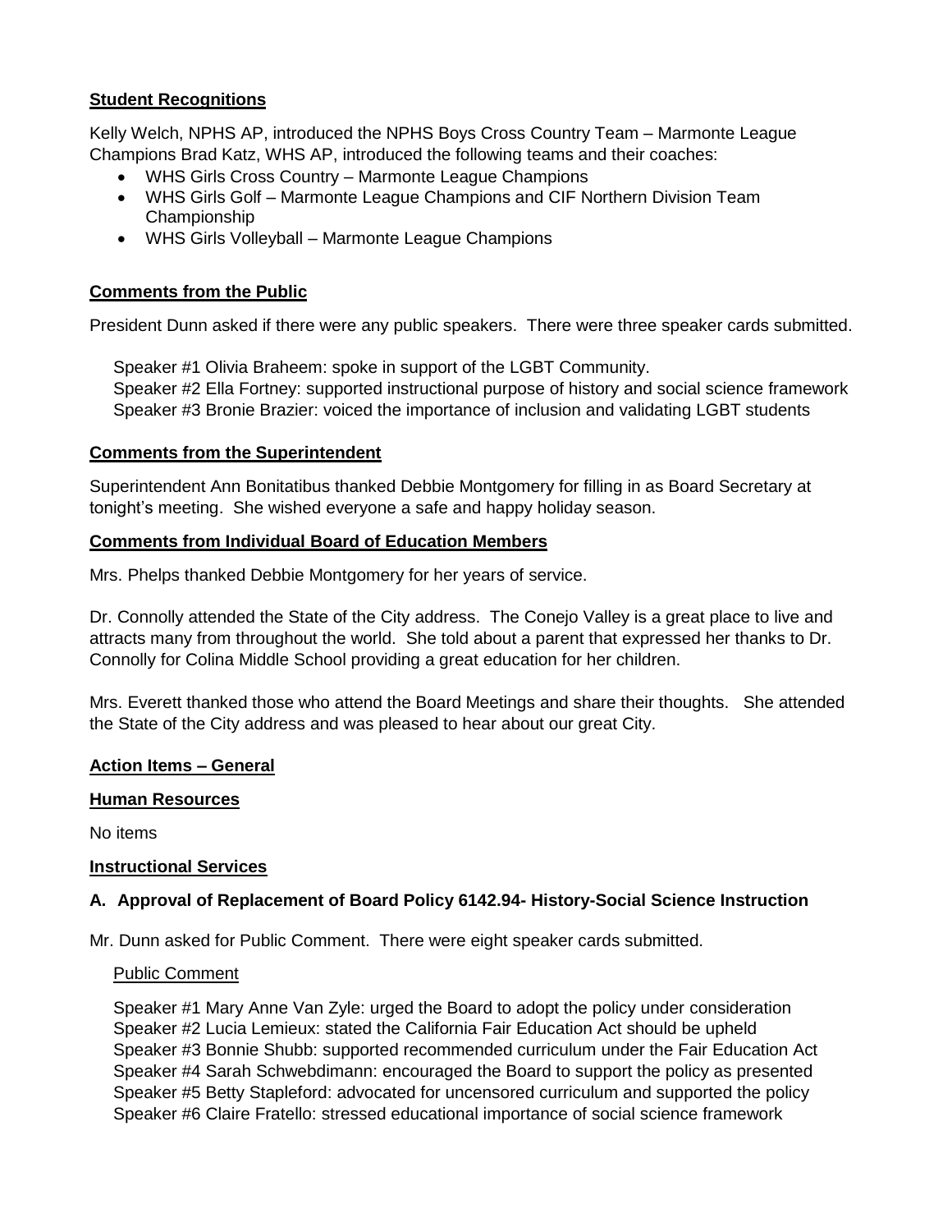**Student Recognitions**

Kelly Welch, NPHS AP, introduced the NPHS Boys Cross Country Team – Marmonte League Champions Brad Katz, WHS AP, introduced the following teams and their coaches:

- WHS Girls Cross Country – Marmonte League Champions
- WHS Girls Golf – Marmonte League Champions and CIF Northern Division Team Championship
- WHS Girls Volleyball – Marmonte League Champions

**Comments from the Public**

President Dunn asked if there were any public speakers. There were three speaker cards submitted.

Speaker #1 Olivia Braheem: spoke in support of the LGBT Community.
Speaker #2 Ella Fortney: supported instructional purpose of history and social science framework
Speaker #3 Bronie Brazier: voiced the importance of inclusion and validating LGBT students

**Comments from the Superintendent**

Superintendent Ann Bonitatibus thanked Debbie Montgomery for filling in as Board Secretary at tonight's meeting. She wished everyone a safe and happy holiday season.

**Comments from Individual Board of Education Members**

Mrs. Phelps thanked Debbie Montgomery for her years of service.

Dr. Connolly attended the State of the City address. The Conejo Valley is a great place to live and attracts many from throughout the world. She told about a parent that expressed her thanks to Dr. Connolly for Colina Middle School providing a great education for her children.

Mrs. Everett thanked those who attend the Board Meetings and share their thoughts. She attended the State of the City address and was pleased to hear about our great City.

**Action Items – General**

**Human Resources**

No items

**Instructional Services**

**A. Approval of Replacement of Board Policy 6142.94- History-Social Science Instruction**

Mr. Dunn asked for Public Comment. There were eight speaker cards submitted.

Public Comment

Speaker #1 Mary Anne Van Zyle: urged the Board to adopt the policy under consideration
Speaker #2 Lucia Lemieux: stated the California Fair Education Act should be upheld
Speaker #3 Bonnie Shubb: supported recommended curriculum under the Fair Education Act
Speaker #4 Sarah Schwebdimann: encouraged the Board to support the policy as presented
Speaker #5 Betty Stapleford: advocated for uncensored curriculum and supported the policy
Speaker #6 Claire Fratello: stressed educational importance of social science framework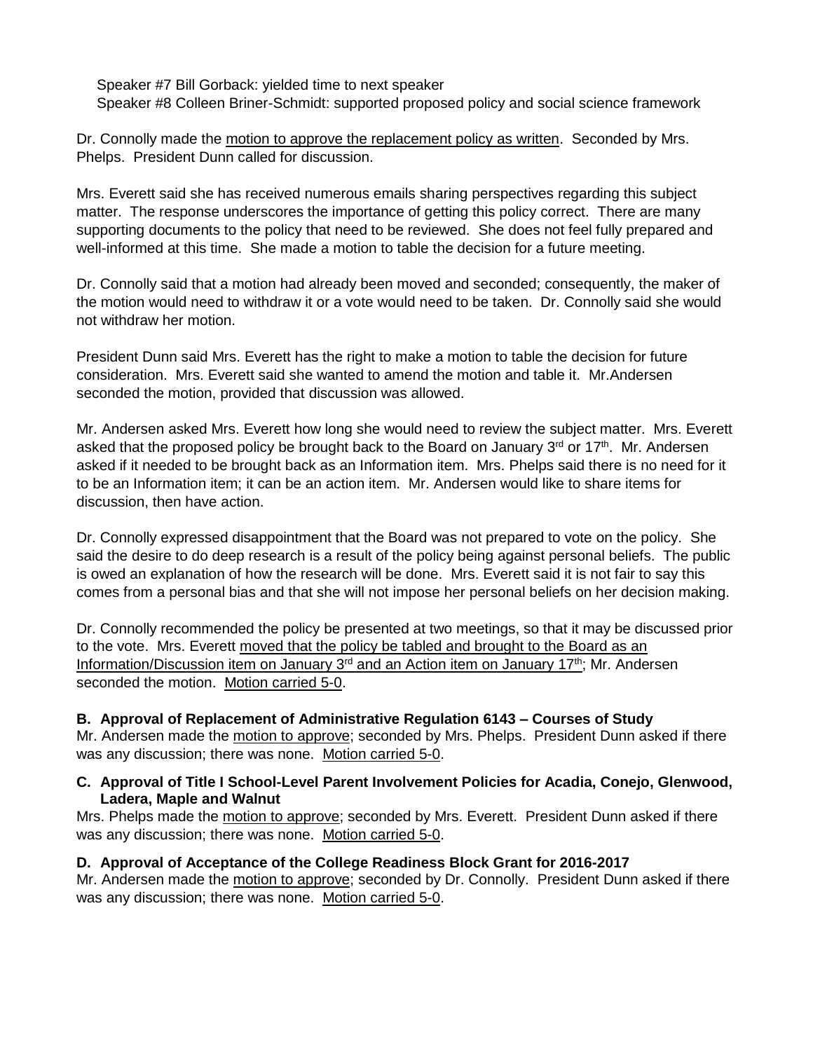Speaker #7 Bill Gorback: yielded time to next speaker
Speaker #8 Colleen Briner-Schmidt: supported proposed policy and social science framework

Dr. Connolly made the <u>motion to approve the replacement policy as written</u>. Seconded by Mrs. Phelps. President Dunn called for discussion.

Mrs. Everett said she has received numerous emails sharing perspectives regarding this subject matter. The response underscores the importance of getting this policy correct. There are many supporting documents to the policy that need to be reviewed. She does not feel fully prepared and well-informed at this time. She made a motion to table the decision for a future meeting.

Dr. Connolly said that a motion had already been moved and seconded; consequently, the maker of the motion would need to withdraw it or a vote would need to be taken. Dr. Connolly said she would not withdraw her motion.

President Dunn said Mrs. Everett has the right to make a motion to table the decision for future consideration. Mrs. Everett said she wanted to amend the motion and table it. Mr.Andersen seconded the motion, provided that discussion was allowed.

Mr. Andersen asked Mrs. Everett how long she would need to review the subject matter. Mrs. Everett asked that the proposed policy be brought back to the Board on January 3rd or 17th. Mr. Andersen asked if it needed to be brought back as an Information item. Mrs. Phelps said there is no need for it to be an Information item; it can be an action item. Mr. Andersen would like to share items for discussion, then have action.

Dr. Connolly expressed disappointment that the Board was not prepared to vote on the policy. She said the desire to do deep research is a result of the policy being against personal beliefs. The public is owed an explanation of how the research will be done. Mrs. Everett said it is not fair to say this comes from a personal bias and that she will not impose her personal beliefs on her decision making.

Dr. Connolly recommended the policy be presented at two meetings, so that it may be discussed prior to the vote. Mrs. Everett <u>moved that the policy be tabled and brought to the Board as an Information/Discussion item on January 3rd and an Action item on January 17th</u>; Mr. Andersen seconded the motion. <u>Motion carried 5-0</u>.

**B. Approval of Replacement of Administrative Regulation 6143 – Courses of Study**
Mr. Andersen made the <u>motion to approve</u>; seconded by Mrs. Phelps. President Dunn asked if there was any discussion; there was none. <u>Motion carried 5-0</u>.

**C. Approval of Title I School-Level Parent Involvement Policies for Acadia, Conejo, Glenwood, Ladera, Maple and Walnut**
Mrs. Phelps made the <u>motion to approve</u>; seconded by Mrs. Everett. President Dunn asked if there was any discussion; there was none. <u>Motion carried 5-0</u>.

**D. Approval of Acceptance of the College Readiness Block Grant for 2016-2017**
Mr. Andersen made the <u>motion to approve</u>; seconded by Dr. Connolly. President Dunn asked if there was any discussion; there was none. <u>Motion carried 5-0</u>.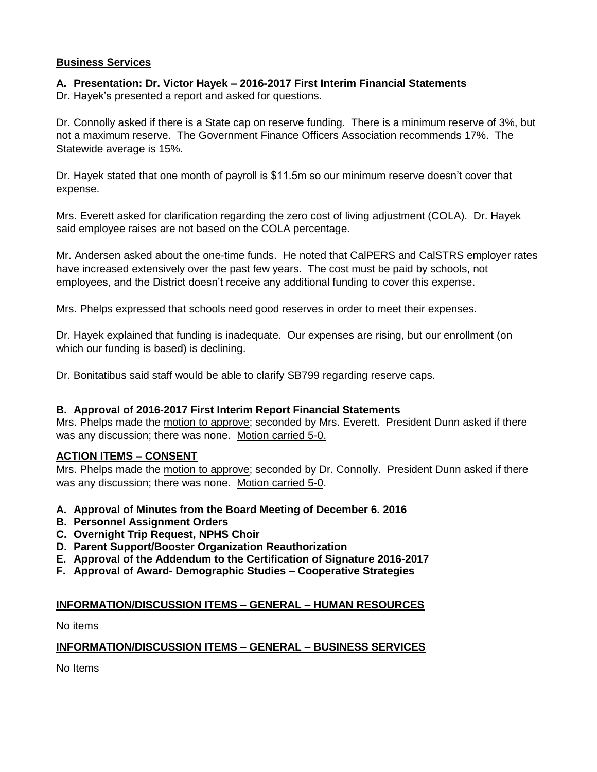**Business Services**

**A. Presentation: Dr. Victor Hayek – 2016-2017 First Interim Financial Statements**

Dr. Hayek's presented a report and asked for questions.

Dr. Connolly asked if there is a State cap on reserve funding. There is a minimum reserve of 3%, but not a maximum reserve. The Government Finance Officers Association recommends 17%. The Statewide average is 15%.

Dr. Hayek stated that one month of payroll is $11.5m so our minimum reserve doesn't cover that expense.

Mrs. Everett asked for clarification regarding the zero cost of living adjustment (COLA). Dr. Hayek said employee raises are not based on the COLA percentage.

Mr. Andersen asked about the one-time funds. He noted that CalPERS and CalSTRS employer rates have increased extensively over the past few years. The cost must be paid by schools, not employees, and the District doesn't receive any additional funding to cover this expense.

Mrs. Phelps expressed that schools need good reserves in order to meet their expenses.

Dr. Hayek explained that funding is inadequate. Our expenses are rising, but our enrollment (on which our funding is based) is declining.

Dr. Bonitatibus said staff would be able to clarify SB799 regarding reserve caps.

**B. Approval of 2016-2017 First Interim Report Financial Statements**

Mrs. Phelps made the motion to approve; seconded by Mrs. Everett. President Dunn asked if there was any discussion; there was none. Motion carried 5-0.

**ACTION ITEMS – CONSENT**

Mrs. Phelps made the motion to approve; seconded by Dr. Connolly. President Dunn asked if there was any discussion; there was none. Motion carried 5-0.

**A. Approval of Minutes from the Board Meeting of December 6. 2016**
**B. Personnel Assignment Orders**
**C. Overnight Trip Request, NPHS Choir**
**D. Parent Support/Booster Organization Reauthorization**
**E. Approval of the Addendum to the Certification of Signature 2016-2017**
**F. Approval of Award- Demographic Studies – Cooperative Strategies**

**INFORMATION/DISCUSSION ITEMS – GENERAL – HUMAN RESOURCES**

No items

**INFORMATION/DISCUSSION ITEMS – GENERAL – BUSINESS SERVICES**

No Items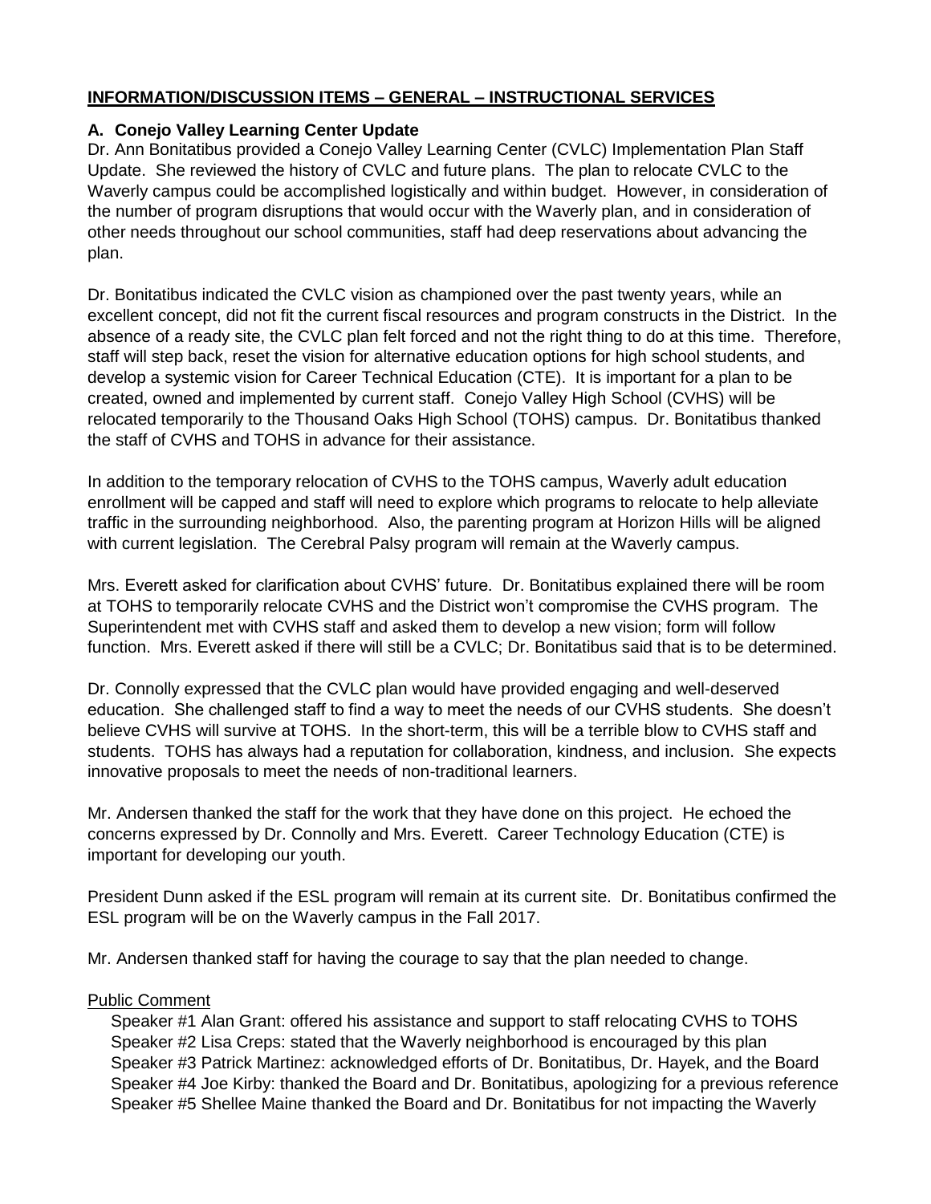## **INFORMATION/DISCUSSION ITEMS – GENERAL – INSTRUCTIONAL SERVICES**

### **A. Conejo Valley Learning Center Update**

Dr. Ann Bonitatibus provided a Conejo Valley Learning Center (CVLC) Implementation Plan Staff Update. She reviewed the history of CVLC and future plans. The plan to relocate CVLC to the Waverly campus could be accomplished logistically and within budget. However, in consideration of the number of program disruptions that would occur with the Waverly plan, and in consideration of other needs throughout our school communities, staff had deep reservations about advancing the plan.

Dr. Bonitatibus indicated the CVLC vision as championed over the past twenty years, while an excellent concept, did not fit the current fiscal resources and program constructs in the District. In the absence of a ready site, the CVLC plan felt forced and not the right thing to do at this time. Therefore, staff will step back, reset the vision for alternative education options for high school students, and develop a systemic vision for Career Technical Education (CTE). It is important for a plan to be created, owned and implemented by current staff. Conejo Valley High School (CVHS) will be relocated temporarily to the Thousand Oaks High School (TOHS) campus. Dr. Bonitatibus thanked the staff of CVHS and TOHS in advance for their assistance.

In addition to the temporary relocation of CVHS to the TOHS campus, Waverly adult education enrollment will be capped and staff will need to explore which programs to relocate to help alleviate traffic in the surrounding neighborhood. Also, the parenting program at Horizon Hills will be aligned with current legislation. The Cerebral Palsy program will remain at the Waverly campus.

Mrs. Everett asked for clarification about CVHS' future. Dr. Bonitatibus explained there will be room at TOHS to temporarily relocate CVHS and the District won't compromise the CVHS program. The Superintendent met with CVHS staff and asked them to develop a new vision; form will follow function. Mrs. Everett asked if there will still be a CVLC; Dr. Bonitatibus said that is to be determined.

Dr. Connolly expressed that the CVLC plan would have provided engaging and well-deserved education. She challenged staff to find a way to meet the needs of our CVHS students. She doesn't believe CVHS will survive at TOHS. In the short-term, this will be a terrible blow to CVHS staff and students. TOHS has always had a reputation for collaboration, kindness, and inclusion. She expects innovative proposals to meet the needs of non-traditional learners.

Mr. Andersen thanked the staff for the work that they have done on this project. He echoed the concerns expressed by Dr. Connolly and Mrs. Everett. Career Technology Education (CTE) is important for developing our youth.

President Dunn asked if the ESL program will remain at its current site. Dr. Bonitatibus confirmed the ESL program will be on the Waverly campus in the Fall 2017.

Mr. Andersen thanked staff for having the courage to say that the plan needed to change.

<u>Public Comment</u>

Speaker #1 Alan Grant: offered his assistance and support to staff relocating CVHS to TOHS
Speaker #2 Lisa Creps: stated that the Waverly neighborhood is encouraged by this plan
Speaker #3 Patrick Martinez: acknowledged efforts of Dr. Bonitatibus, Dr. Hayek, and the Board
Speaker #4 Joe Kirby: thanked the Board and Dr. Bonitatibus, apologizing for a previous reference
Speaker #5 Shellee Maine thanked the Board and Dr. Bonitatibus for not impacting the Waverly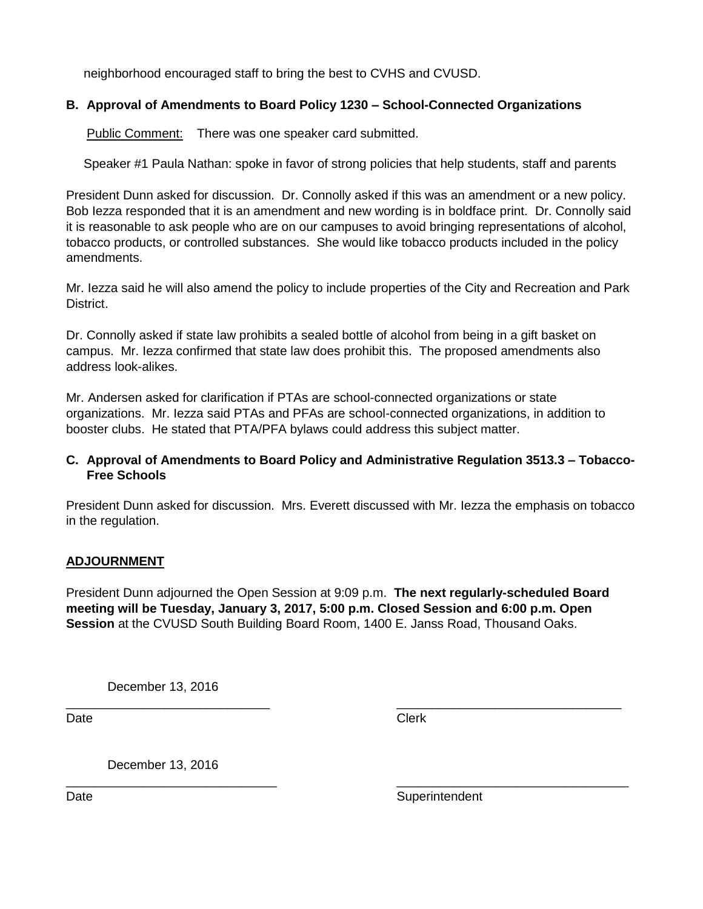neighborhood encouraged staff to bring the best to CVHS and CVUSD.

**B. Approval of Amendments to Board Policy 1230 – School-Connected Organizations**

Public Comment: There was one speaker card submitted.

Speaker #1 Paula Nathan: spoke in favor of strong policies that help students, staff and parents

President Dunn asked for discussion. Dr. Connolly asked if this was an amendment or a new policy. Bob Iezza responded that it is an amendment and new wording is in boldface print. Dr. Connolly said it is reasonable to ask people who are on our campuses to avoid bringing representations of alcohol, tobacco products, or controlled substances. She would like tobacco products included in the policy amendments.

Mr. Iezza said he will also amend the policy to include properties of the City and Recreation and Park District.

Dr. Connolly asked if state law prohibits a sealed bottle of alcohol from being in a gift basket on campus. Mr. Iezza confirmed that state law does prohibit this. The proposed amendments also address look-alikes.

Mr. Andersen asked for clarification if PTAs are school-connected organizations or state organizations. Mr. Iezza said PTAs and PFAs are school-connected organizations, in addition to booster clubs. He stated that PTA/PFA bylaws could address this subject matter.

**C. Approval of Amendments to Board Policy and Administrative Regulation 3513.3 – Tobacco-Free Schools**

President Dunn asked for discussion. Mrs. Everett discussed with Mr. Iezza the emphasis on tobacco in the regulation.

**ADJOURNMENT**

President Dunn adjourned the Open Session at 9:09 p.m. **The next regularly-scheduled Board meeting will be Tuesday, January 3, 2017, 5:00 p.m. Closed Session and 6:00 p.m. Open Session** at the CVUSD South Building Board Room, 1400 E. Janss Road, Thousand Oaks.

December 13, 2016
______________________________ ______________________________
Date Clerk

December 13, 2016
______________________________ ______________________________
Date Superintendent